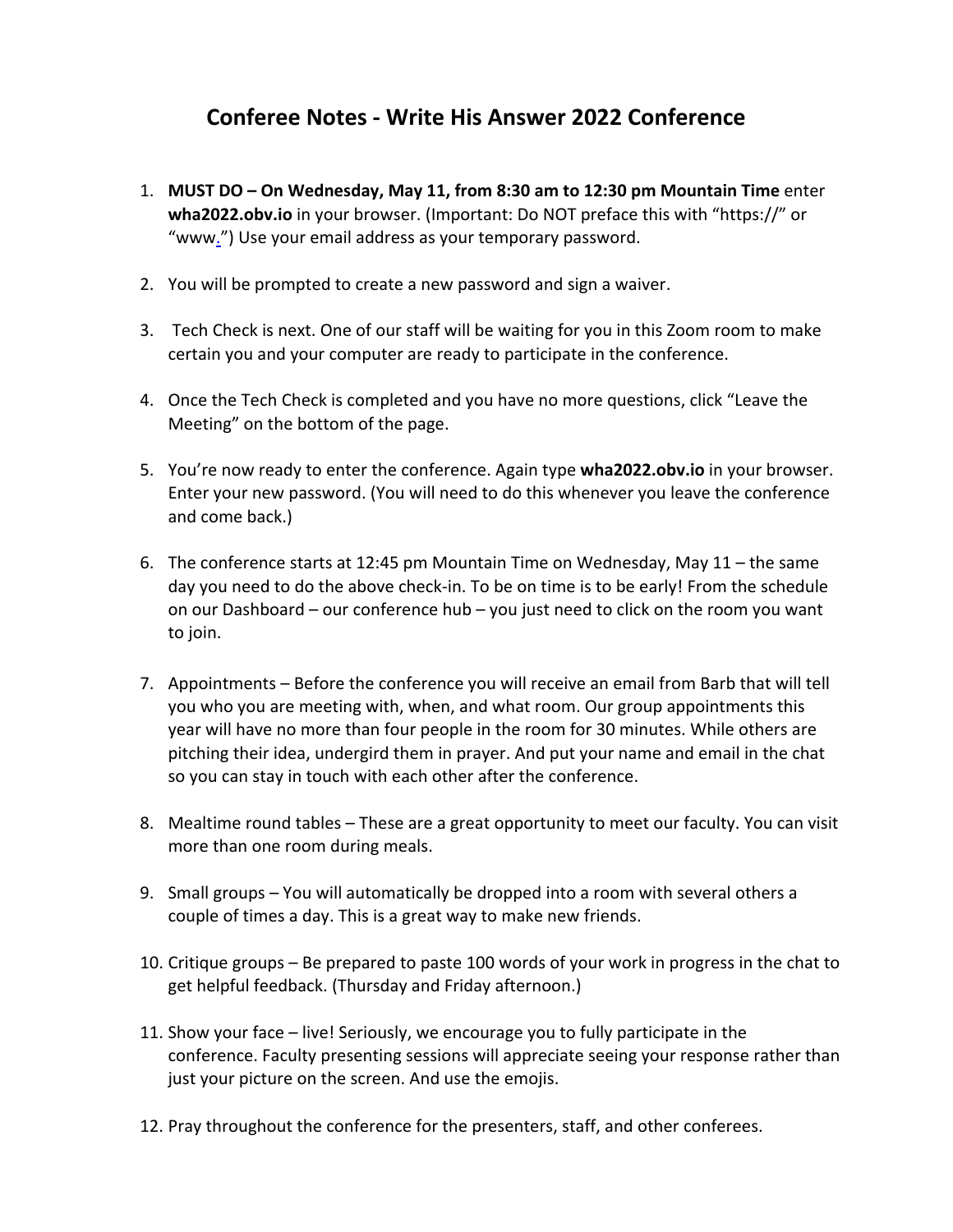# Conferee Notes - Write His Answer 2022 Conference

1. **MUST DO – On Wednesday, May 11, from 8:30 am to 12:30 pm Mountain Time** enter **wha2022.obv.io** in your browser. (Important: Do NOT preface this with "https://" or "www.") Use your email address as your temporary password.

2. You will be prompted to create a new password and sign a waiver.

3. Tech Check is next. One of our staff will be waiting for you in this Zoom room to make certain you and your computer are ready to participate in the conference.

4. Once the Tech Check is completed and you have no more questions, click "Leave the Meeting" on the bottom of the page.

5. You're now ready to enter the conference. Again type **wha2022.obv.io** in your browser. Enter your new password. (You will need to do this whenever you leave the conference and come back.)

6. The conference starts at 12:45 pm Mountain Time on Wednesday, May 11 – the same day you need to do the above check-in. To be on time is to be early! From the schedule on our Dashboard – our conference hub – you just need to click on the room you want to join.

7. Appointments – Before the conference you will receive an email from Barb that will tell you who you are meeting with, when, and what room. Our group appointments this year will have no more than four people in the room for 30 minutes. While others are pitching their idea, undergird them in prayer. And put your name and email in the chat so you can stay in touch with each other after the conference.

8. Mealtime round tables – These are a great opportunity to meet our faculty. You can visit more than one room during meals.

9. Small groups – You will automatically be dropped into a room with several others a couple of times a day. This is a great way to make new friends.

10. Critique groups – Be prepared to paste 100 words of your work in progress in the chat to get helpful feedback. (Thursday and Friday afternoon.)

11. Show your face – live! Seriously, we encourage you to fully participate in the conference. Faculty presenting sessions will appreciate seeing your response rather than just your picture on the screen. And use the emojis.

12. Pray throughout the conference for the presenters, staff, and other conferees.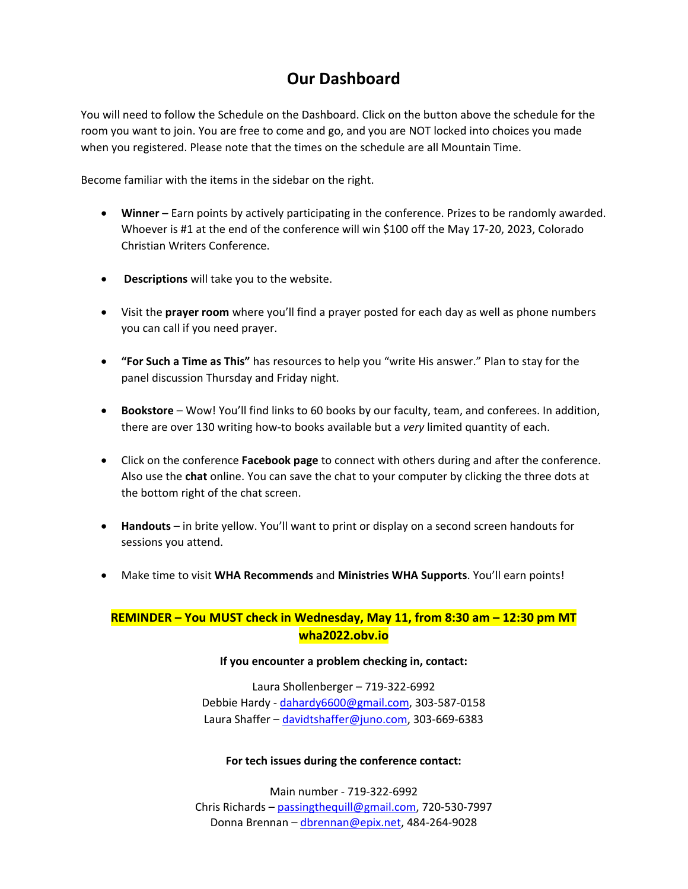# Our Dashboard

You will need to follow the Schedule on the Dashboard. Click on the button above the schedule for the room you want to join. You are free to come and go, and you are NOT locked into choices you made when you registered. Please note that the times on the schedule are all Mountain Time.

Become familiar with the items in the sidebar on the right.

- **Winner –** Earn points by actively participating in the conference. Prizes to be randomly awarded. Whoever is #1 at the end of the conference will win $100 off the May 17-20, 2023, Colorado Christian Writers Conference.
- **Descriptions** will take you to the website.
- Visit the **prayer room** where you'll find a prayer posted for each day as well as phone numbers you can call if you need prayer.
- **"For Such a Time as This"** has resources to help you "write His answer." Plan to stay for the panel discussion Thursday and Friday night.
- **Bookstore** – Wow! You'll find links to 60 books by our faculty, team, and conferees. In addition, there are over 130 writing how-to books available but a *very* limited quantity of each.
- Click on the conference **Facebook page** to connect with others during and after the conference. Also use the **chat** online. You can save the chat to your computer by clicking the three dots at the bottom right of the chat screen.
- **Handouts** – in brite yellow. You'll want to print or display on a second screen handouts for sessions you attend.
- Make time to visit **WHA Recommends** and **Ministries WHA Supports**. You'll earn points!

**REMINDER – You MUST check in Wednesday, May 11, from 8:30 am – 12:30 pm MT**
**wha2022.obv.io**

**If you encounter a problem checking in, contact:**

Laura Shollenberger – 719-322-6992
Debbie Hardy - dahardy6600@gmail.com, 303-587-0158
Laura Shaffer – davidtshaffer@juno.com, 303-669-6383

**For tech issues during the conference contact:**

Main number - 719-322-6992
Chris Richards – passingthequill@gmail.com, 720-530-7997
Donna Brennan – dbrennan@epix.net, 484-264-9028